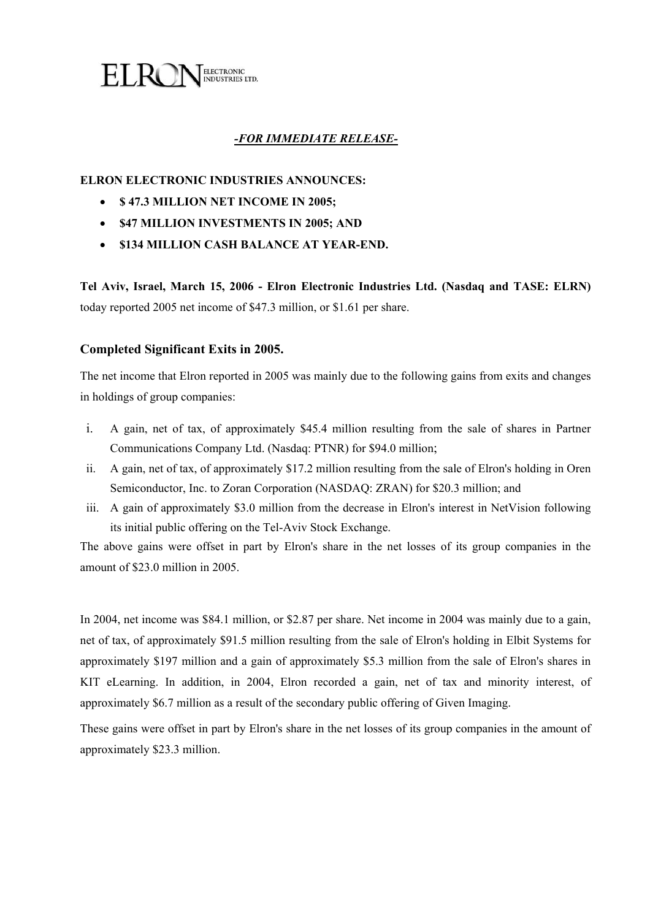ELRON ELECTRONIC INDUSTRIES LTD.

***-FOR IMMEDIATE RELEASE-***

**ELRON ELECTRONIC INDUSTRIES ANNOUNCES:**

- **$ 47.3 MILLION NET INCOME IN 2005;**
- **$47 MILLION INVESTMENTS IN 2005; AND**
- **$134 MILLION CASH BALANCE AT YEAR-END.**

**Tel Aviv, Israel, March 15, 2006 - Elron Electronic Industries Ltd. (Nasdaq and TASE: ELRN)** today reported 2005 net income of $47.3 million, or $1.61 per share.

### Completed Significant Exits in 2005.

The net income that Elron reported in 2005 was mainly due to the following gains from exits and changes in holdings of group companies:

i. A gain, net of tax, of approximately $45.4 million resulting from the sale of shares in Partner Communications Company Ltd. (Nasdaq: PTNR) for $94.0 million;
ii. A gain, net of tax, of approximately $17.2 million resulting from the sale of Elron's holding in Oren Semiconductor, Inc. to Zoran Corporation (NASDAQ: ZRAN) for $20.3 million; and
iii. A gain of approximately $3.0 million from the decrease in Elron's interest in NetVision following its initial public offering on the Tel-Aviv Stock Exchange.

The above gains were offset in part by Elron's share in the net losses of its group companies in the amount of $23.0 million in 2005.

In 2004, net income was $84.1 million, or $2.87 per share. Net income in 2004 was mainly due to a gain, net of tax, of approximately $91.5 million resulting from the sale of Elron's holding in Elbit Systems for approximately $197 million and a gain of approximately $5.3 million from the sale of Elron's shares in KIT eLearning. In addition, in 2004, Elron recorded a gain, net of tax and minority interest, of approximately $6.7 million as a result of the secondary public offering of Given Imaging.

These gains were offset in part by Elron's share in the net losses of its group companies in the amount of approximately $23.3 million.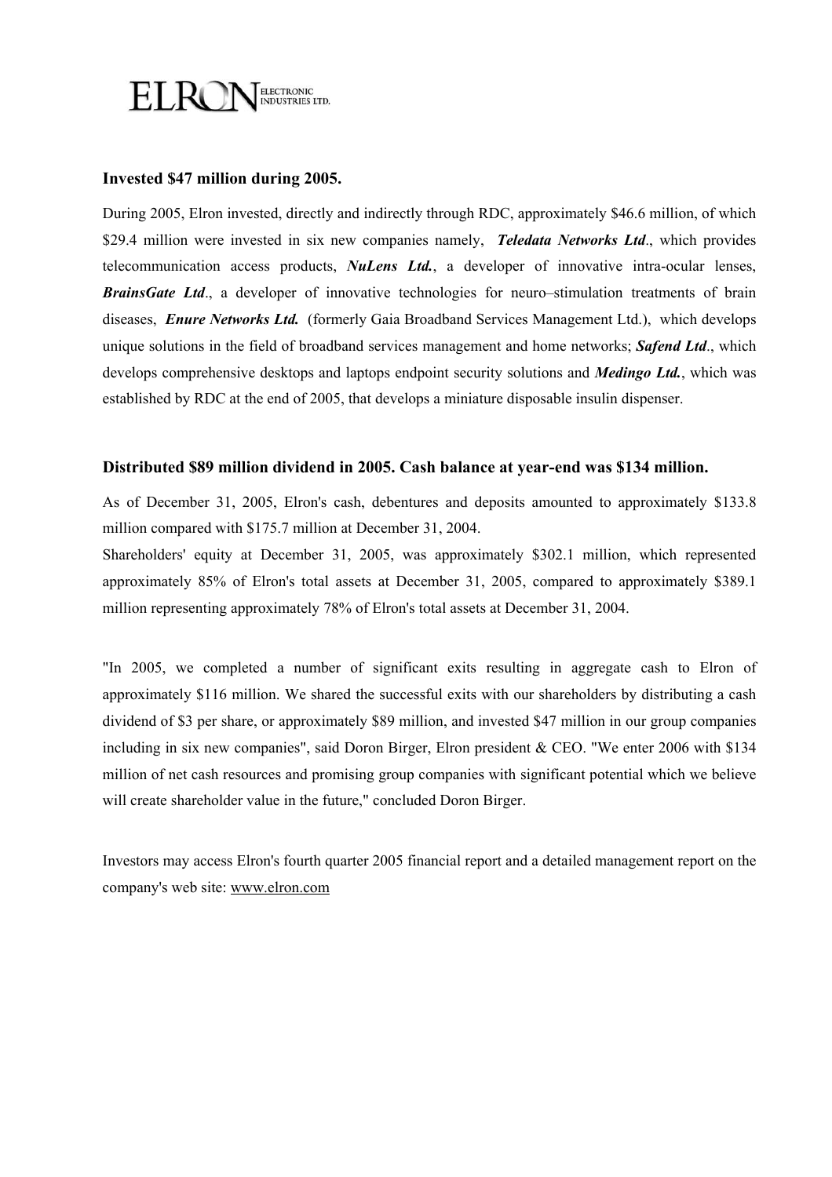### Invested $47 million during 2005.

During 2005, Elron invested, directly and indirectly through RDC, approximately $46.6 million, of which $29.4 million were invested in six new companies namely, ***Teledata Networks Ltd***., which provides telecommunication access products, ***NuLens Ltd.***, a developer of innovative intra-ocular lenses, ***BrainsGate Ltd***., a developer of innovative technologies for neuro–stimulation treatments of brain diseases, ***Enure Networks Ltd.*** (formerly Gaia Broadband Services Management Ltd.), which develops unique solutions in the field of broadband services management and home networks; ***Safend Ltd***., which develops comprehensive desktops and laptops endpoint security solutions and ***Medingo Ltd.***, which was established by RDC at the end of 2005, that develops a miniature disposable insulin dispenser.

### Distributed $89 million dividend in 2005. Cash balance at year-end was $134 million.

As of December 31, 2005, Elron's cash, debentures and deposits amounted to approximately $133.8 million compared with $175.7 million at December 31, 2004.

Shareholders' equity at December 31, 2005, was approximately $302.1 million, which represented approximately 85% of Elron's total assets at December 31, 2005, compared to approximately $389.1 million representing approximately 78% of Elron's total assets at December 31, 2004.

"In 2005, we completed a number of significant exits resulting in aggregate cash to Elron of approximately $116 million. We shared the successful exits with our shareholders by distributing a cash dividend of $3 per share, or approximately $89 million, and invested $47 million in our group companies including in six new companies", said Doron Birger, Elron president & CEO. "We enter 2006 with $134 million of net cash resources and promising group companies with significant potential which we believe will create shareholder value in the future," concluded Doron Birger.

Investors may access Elron's fourth quarter 2005 financial report and a detailed management report on the company's web site: www.elron.com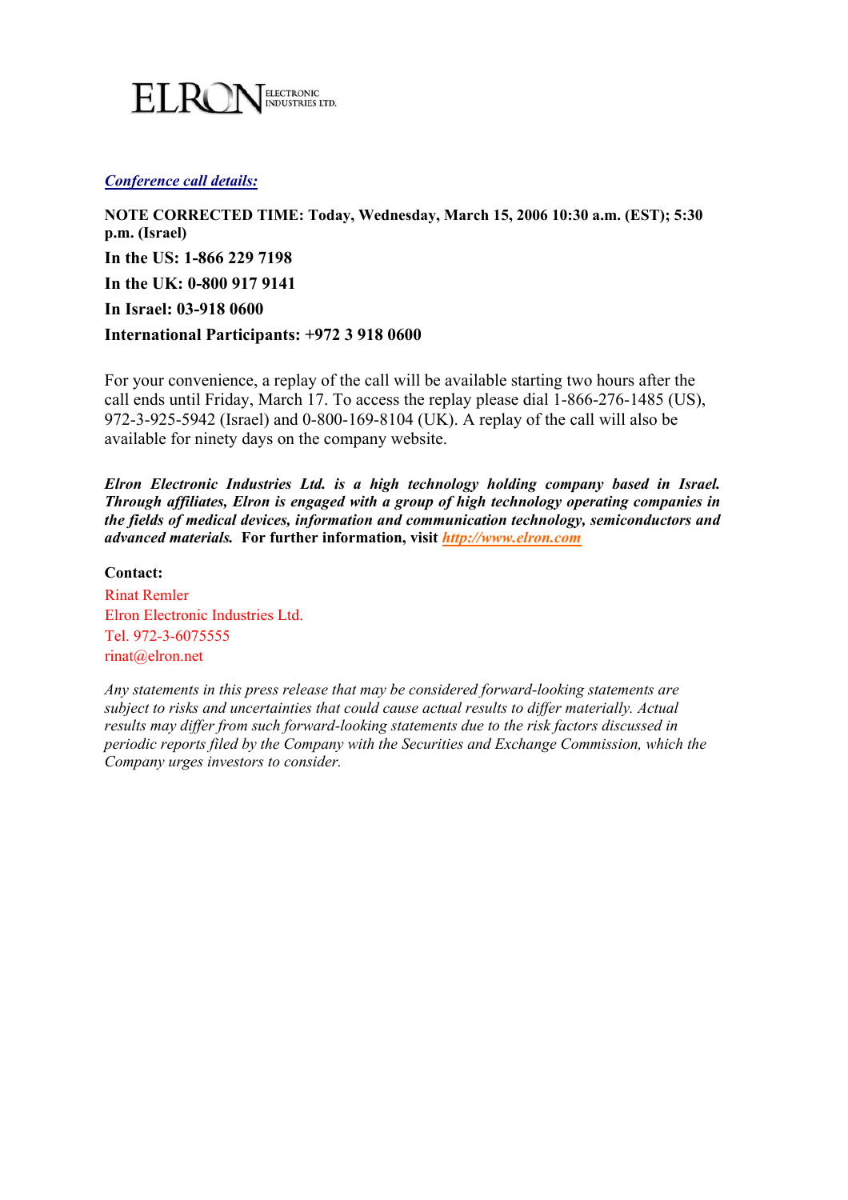**ELRON** ELECTRONIC INDUSTRIES LTD.

***Conference call details:***

**NOTE CORRECTED TIME: Today, Wednesday, March 15, 2006 10:30 a.m. (EST); 5:30 p.m. (Israel)**

**In the US: 1-866 229 7198**

**In the UK: 0-800 917 9141**

**In Israel: 03-918 0600**

**International Participants: +972 3 918 0600**

For your convenience, a replay of the call will be available starting two hours after the call ends until Friday, March 17. To access the replay please dial 1-866-276-1485 (US), 972-3-925-5942 (Israel) and 0-800-169-8104 (UK). A replay of the call will also be available for ninety days on the company website.

***Elron Electronic Industries Ltd. is a high technology holding company based in Israel. Through affiliates, Elron is engaged with a group of high technology operating companies in the fields of medical devices, information and communication technology, semiconductors and advanced materials.*** **For further information, visit** ***http://www.elron.com***

**Contact:**

Rinat Remler
Elron Electronic Industries Ltd.
Tel. 972-3-6075555
rinat@elron.net

*Any statements in this press release that may be considered forward-looking statements are subject to risks and uncertainties that could cause actual results to differ materially. Actual results may differ from such forward-looking statements due to the risk factors discussed in periodic reports filed by the Company with the Securities and Exchange Commission, which the Company urges investors to consider.*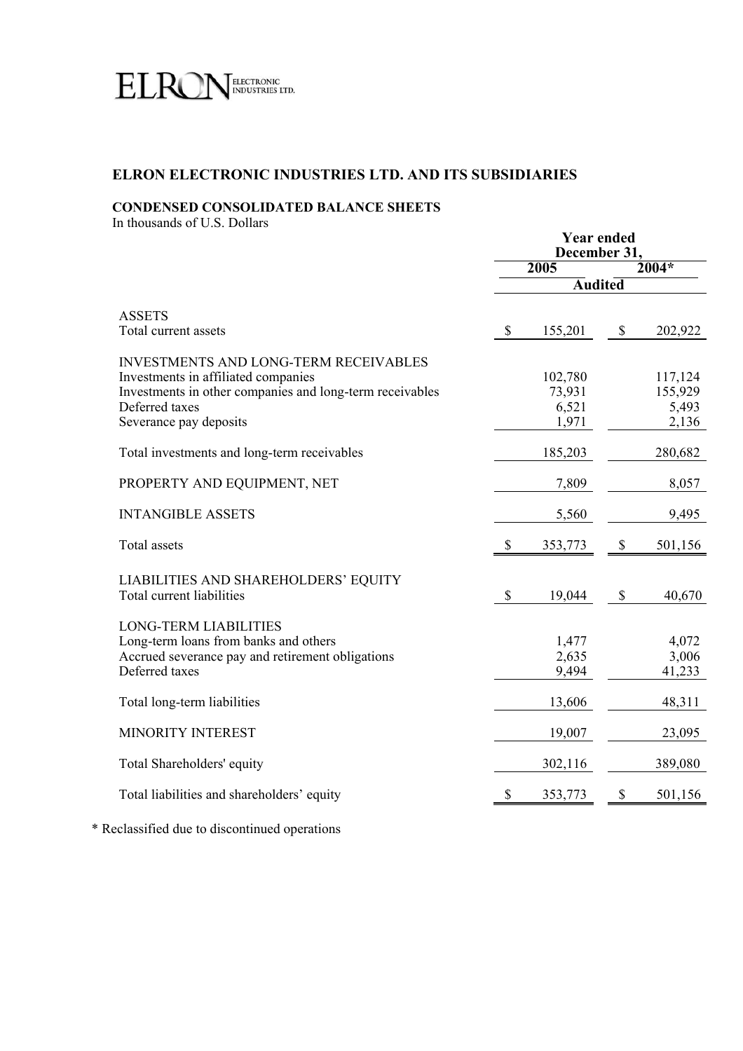ELRON ELECTRONIC INDUSTRIES LTD.

## ELRON ELECTRONIC INDUSTRIES LTD. AND ITS SUBSIDIARIES

### CONDENSED CONSOLIDATED BALANCE SHEETS

In thousands of U.S. Dollars

| | Year ended December 31, 2005 | Year ended December 31, 2004* |
|---|---|---|
| | Audited | Audited |
| ASSETS | | |
| Total current assets | $ 155,201 | $ 202,922 |
| INVESTMENTS AND LONG-TERM RECEIVABLES | | |
| Investments in affiliated companies | 102,780 | 117,124 |
| Investments in other companies and long-term receivables | 73,931 | 155,929 |
| Deferred taxes | 6,521 | 5,493 |
| Severance pay deposits | 1,971 | 2,136 |
| Total investments and long-term receivables | 185,203 | 280,682 |
| PROPERTY AND EQUIPMENT, NET | 7,809 | 8,057 |
| INTANGIBLE ASSETS | 5,560 | 9,495 |
| Total assets | $ 353,773 | $ 501,156 |
| LIABILITIES AND SHAREHOLDERS' EQUITY | | |
| Total current liabilities | $ 19,044 | $ 40,670 |
| LONG-TERM LIABILITIES | | |
| Long-term loans from banks and others | 1,477 | 4,072 |
| Accrued severance pay and retirement obligations | 2,635 | 3,006 |
| Deferred taxes | 9,494 | 41,233 |
| Total long-term liabilities | 13,606 | 48,311 |
| MINORITY INTEREST | 19,007 | 23,095 |
| Total Shareholders' equity | 302,116 | 389,080 |
| Total liabilities and shareholders' equity | $ 353,773 | $ 501,156 |

\* Reclassified due to discontinued operations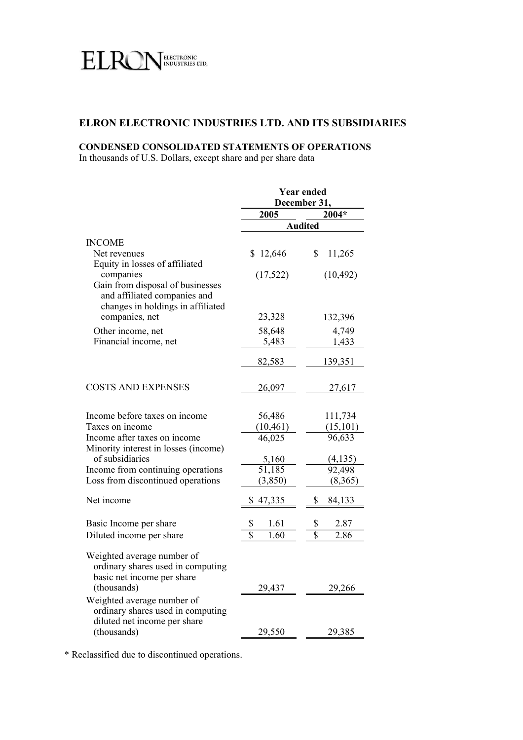ELRON ELECTRONIC INDUSTRIES LTD.

## ELRON ELECTRONIC INDUSTRIES LTD. AND ITS SUBSIDIARIES

**CONDENSED CONSOLIDATED STATEMENTS OF OPERATIONS**
In thousands of U.S. Dollars, except share and per share data

| | Year ended December 31, | |
|---|---|---|
| | 2005 | 2004* |
| | Audited | |
| INCOME | | |
| Net revenues | $ 12,646 | $ 11,265 |
| Equity in losses of affiliated companies | (17,522) | (10,492) |
| Gain from disposal of businesses and affiliated companies and changes in holdings in affiliated companies, net | 23,328 | 132,396 |
| Other income, net | 58,648 | 4,749 |
| Financial income, net | 5,483 | 1,433 |
| | 82,583 | 139,351 |
| COSTS AND EXPENSES | 26,097 | 27,617 |
| Income before taxes on income | 56,486 | 111,734 |
| Taxes on income | (10,461) | (15,101) |
| Income after taxes on income | 46,025 | 96,633 |
| Minority interest in losses (income) of subsidiaries | 5,160 | (4,135) |
| Income from continuing operations | 51,185 | 92,498 |
| Loss from discontinued operations | (3,850) | (8,365) |
| Net income | $ 47,335 | $ 84,133 |
| Basic Income per share | $ 1.61 | $ 2.87 |
| Diluted income per share | $ 1.60 | $ 2.86 |
| Weighted average number of ordinary shares used in computing basic net income per share (thousands) | 29,437 | 29,266 |
| Weighted average number of ordinary shares used in computing diluted net income per share (thousands) | 29,550 | 29,385 |

\* Reclassified due to discontinued operations.